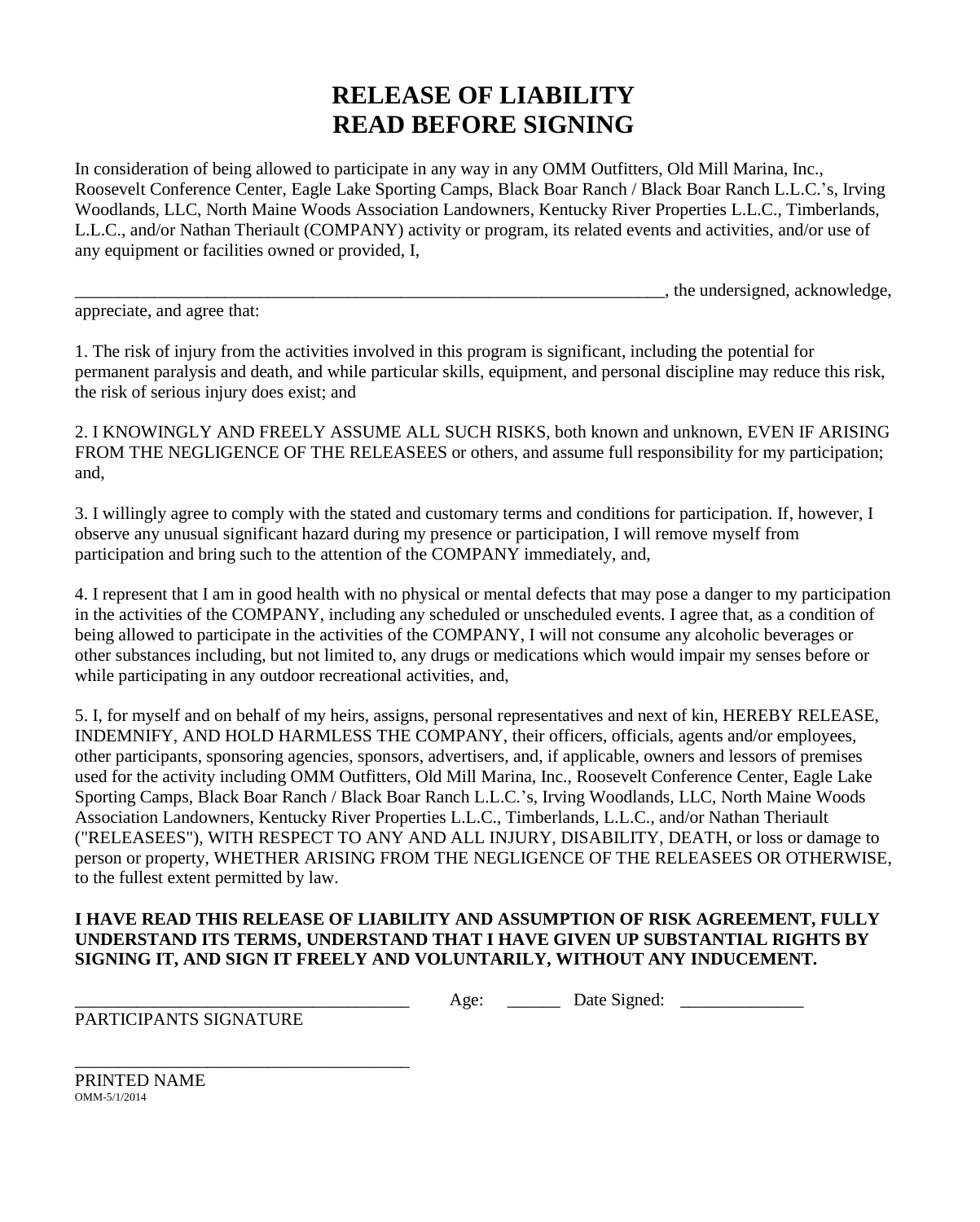# RELEASE OF LIABILITY
# READ BEFORE SIGNING

In consideration of being allowed to participate in any way in any OMM Outfitters, Old Mill Marina, Inc., Roosevelt Conference Center, Eagle Lake Sporting Camps, Black Boar Ranch / Black Boar Ranch L.L.C.'s, Irving Woodlands, LLC, North Maine Woods Association Landowners, Kentucky River Properties L.L.C., Timberlands, L.L.C., and/or Nathan Theriault (COMPANY) activity or program, its related events and activities, and/or use of any equipment or facilities owned or provided, I,

________________________________________________________________________, the undersigned, acknowledge, appreciate, and agree that:

1. The risk of injury from the activities involved in this program is significant, including the potential for permanent paralysis and death, and while particular skills, equipment, and personal discipline may reduce this risk, the risk of serious injury does exist; and

2. I KNOWINGLY AND FREELY ASSUME ALL SUCH RISKS, both known and unknown, EVEN IF ARISING FROM THE NEGLIGENCE OF THE RELEASEES or others, and assume full responsibility for my participation; and,

3. I willingly agree to comply with the stated and customary terms and conditions for participation. If, however, I observe any unusual significant hazard during my presence or participation, I will remove myself from participation and bring such to the attention of the COMPANY immediately, and,

4. I represent that I am in good health with no physical or mental defects that may pose a danger to my participation in the activities of the COMPANY, including any scheduled or unscheduled events. I agree that, as a condition of being allowed to participate in the activities of the COMPANY, I will not consume any alcoholic beverages or other substances including, but not limited to, any drugs or medications which would impair my senses before or while participating in any outdoor recreational activities, and,

5. I, for myself and on behalf of my heirs, assigns, personal representatives and next of kin, HEREBY RELEASE, INDEMNIFY, AND HOLD HARMLESS THE COMPANY, their officers, officials, agents and/or employees, other participants, sponsoring agencies, sponsors, advertisers, and, if applicable, owners and lessors of premises used for the activity including OMM Outfitters, Old Mill Marina, Inc., Roosevelt Conference Center, Eagle Lake Sporting Camps, Black Boar Ranch / Black Boar Ranch L.L.C.'s, Irving Woodlands, LLC, North Maine Woods Association Landowners, Kentucky River Properties L.L.C., Timberlands, L.L.C., and/or Nathan Theriault ("RELEASEES"), WITH RESPECT TO ANY AND ALL INJURY, DISABILITY, DEATH, or loss or damage to person or property, WHETHER ARISING FROM THE NEGLIGENCE OF THE RELEASEES OR OTHERWISE, to the fullest extent permitted by law.

**I HAVE READ THIS RELEASE OF LIABILITY AND ASSUMPTION OF RISK AGREEMENT, FULLY UNDERSTAND ITS TERMS, UNDERSTAND THAT I HAVE GIVEN UP SUBSTANTIAL RIGHTS BY SIGNING IT, AND SIGN IT FREELY AND VOLUNTARILY, WITHOUT ANY INDUCEMENT.**

______________________________________ Age: ______ Date Signed: ______________

PARTICIPANTS SIGNATURE

______________________________________

PRINTED NAME

OMM-5/1/2014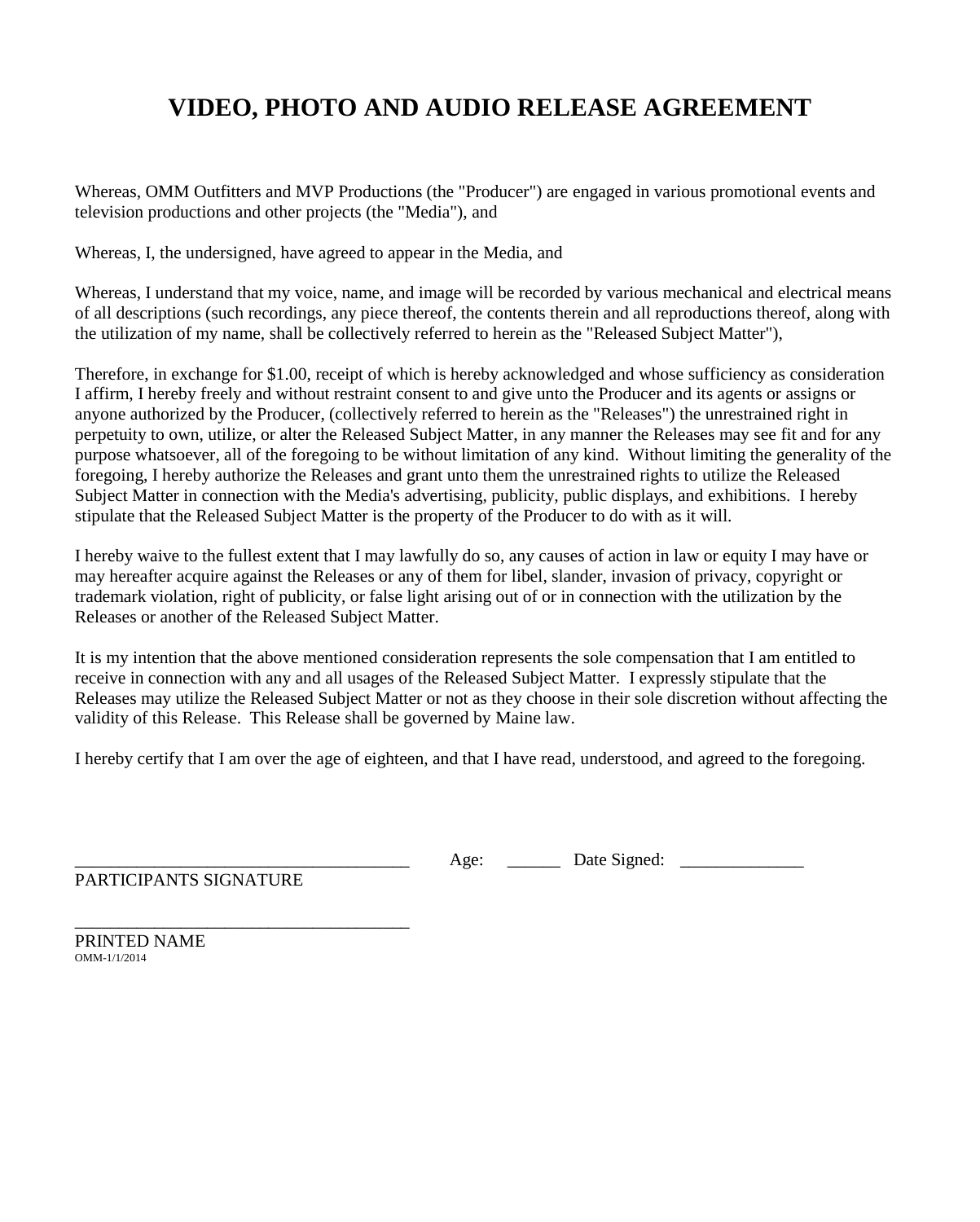# VIDEO, PHOTO AND AUDIO RELEASE AGREEMENT

Whereas, OMM Outfitters and MVP Productions (the "Producer") are engaged in various promotional events and television productions and other projects (the "Media"), and

Whereas, I, the undersigned, have agreed to appear in the Media, and

Whereas, I understand that my voice, name, and image will be recorded by various mechanical and electrical means of all descriptions (such recordings, any piece thereof, the contents therein and all reproductions thereof, along with the utilization of my name, shall be collectively referred to herein as the "Released Subject Matter"),

Therefore, in exchange for $1.00, receipt of which is hereby acknowledged and whose sufficiency as consideration I affirm, I hereby freely and without restraint consent to and give unto the Producer and its agents or assigns or anyone authorized by the Producer, (collectively referred to herein as the "Releases") the unrestrained right in perpetuity to own, utilize, or alter the Released Subject Matter, in any manner the Releases may see fit and for any purpose whatsoever, all of the foregoing to be without limitation of any kind. Without limiting the generality of the foregoing, I hereby authorize the Releases and grant unto them the unrestrained rights to utilize the Released Subject Matter in connection with the Media's advertising, publicity, public displays, and exhibitions. I hereby stipulate that the Released Subject Matter is the property of the Producer to do with as it will.

I hereby waive to the fullest extent that I may lawfully do so, any causes of action in law or equity I may have or may hereafter acquire against the Releases or any of them for libel, slander, invasion of privacy, copyright or trademark violation, right of publicity, or false light arising out of or in connection with the utilization by the Releases or another of the Released Subject Matter.

It is my intention that the above mentioned consideration represents the sole compensation that I am entitled to receive in connection with any and all usages of the Released Subject Matter. I expressly stipulate that the Releases may utilize the Released Subject Matter or not as they choose in their sole discretion without affecting the validity of this Release. This Release shall be governed by Maine law.

I hereby certify that I am over the age of eighteen, and that I have read, understood, and agreed to the foregoing.

_____________________________________ Age: ______ Date Signed: ______________

PARTICIPANTS SIGNATURE

_____________________________________

PRINTED NAME

OMM-1/1/2014